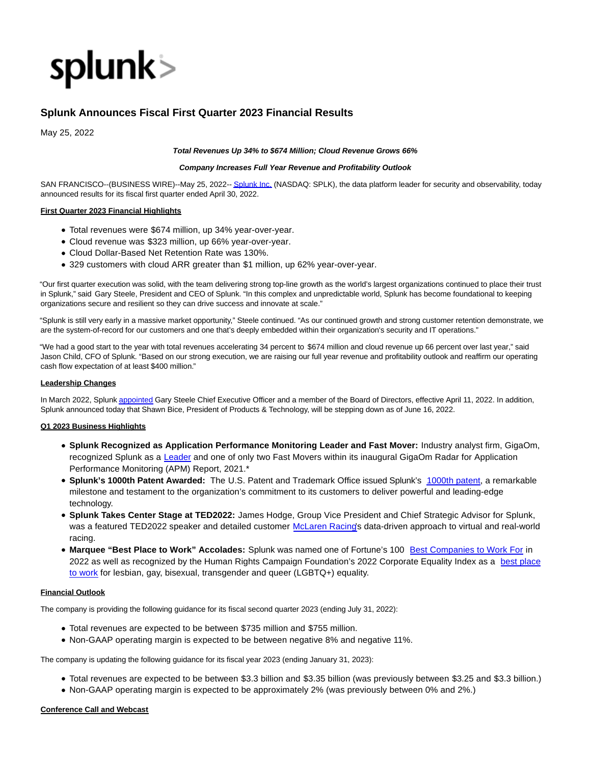splunk>

# Splunk Announces Fiscal First Quarter 2023 Financial Results

May 25, 2022

***Total Revenues Up 34% to $674 Million; Cloud Revenue Grows 66%***

***Company Increases Full Year Revenue and Profitability Outlook***

SAN FRANCISCO--(BUSINESS WIRE)--May 25, 2022-- Splunk Inc. (NASDAQ: SPLK), the data platform leader for security and observability, today announced results for its fiscal first quarter ended April 30, 2022.

**First Quarter 2023 Financial Highlights**

- Total revenues were $674 million, up 34% year-over-year.
- Cloud revenue was $323 million, up 66% year-over-year.
- Cloud Dollar-Based Net Retention Rate was 130%.
- 329 customers with cloud ARR greater than $1 million, up 62% year-over-year.

"Our first quarter execution was solid, with the team delivering strong top-line growth as the world's largest organizations continued to place their trust in Splunk," said Gary Steele, President and CEO of Splunk. "In this complex and unpredictable world, Splunk has become foundational to keeping organizations secure and resilient so they can drive success and innovate at scale."

"Splunk is still very early in a massive market opportunity," Steele continued. "As our continued growth and strong customer retention demonstrate, we are the system-of-record for our customers and one that's deeply embedded within their organization's security and IT operations."

"We had a good start to the year with total revenues accelerating 34 percent to $674 million and cloud revenue up 66 percent over last year," said Jason Child, CFO of Splunk. "Based on our strong execution, we are raising our full year revenue and profitability outlook and reaffirm our operating cash flow expectation of at least $400 million."

**Leadership Changes**

In March 2022, Splunk appointed Gary Steele Chief Executive Officer and a member of the Board of Directors, effective April 11, 2022. In addition, Splunk announced today that Shawn Bice, President of Products & Technology, will be stepping down as of June 16, 2022.

**Q1 2023 Business Highlights**

- **Splunk Recognized as Application Performance Monitoring Leader and Fast Mover:** Industry analyst firm, GigaOm, recognized Splunk as a Leader and one of only two Fast Movers within its inaugural GigaOm Radar for Application Performance Monitoring (APM) Report, 2021.*
- **Splunk's 1000th Patent Awarded:** The U.S. Patent and Trademark Office issued Splunk's 1000th patent, a remarkable milestone and testament to the organization's commitment to its customers to deliver powerful and leading-edge technology.
- **Splunk Takes Center Stage at TED2022:** James Hodge, Group Vice President and Chief Strategic Advisor for Splunk, was a featured TED2022 speaker and detailed customer McLaren Racing's data-driven approach to virtual and real-world racing.
- **Marquee "Best Place to Work" Accolades:** Splunk was named one of Fortune's 100 Best Companies to Work For in 2022 as well as recognized by the Human Rights Campaign Foundation's 2022 Corporate Equality Index as a best place to work for lesbian, gay, bisexual, transgender and queer (LGBTQ+) equality.

**Financial Outlook**

The company is providing the following guidance for its fiscal second quarter 2023 (ending July 31, 2022):

- Total revenues are expected to be between $735 million and $755 million.
- Non-GAAP operating margin is expected to be between negative 8% and negative 11%.

The company is updating the following guidance for its fiscal year 2023 (ending January 31, 2023):

- Total revenues are expected to be between $3.3 billion and $3.35 billion (was previously between $3.25 and $3.3 billion.)
- Non-GAAP operating margin is expected to be approximately 2% (was previously between 0% and 2%.)

**Conference Call and Webcast**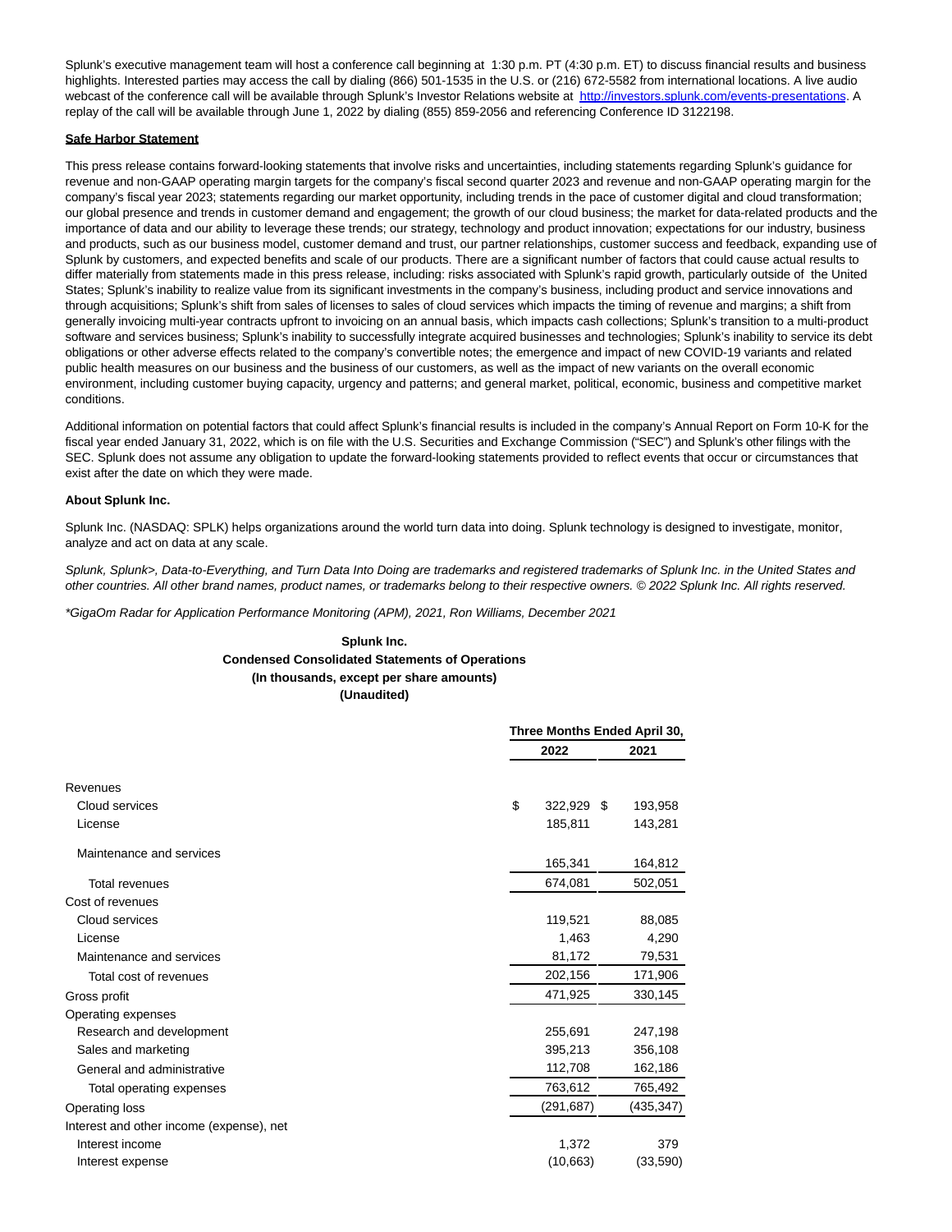Splunk's executive management team will host a conference call beginning at 1:30 p.m. PT (4:30 p.m. ET) to discuss financial results and business highlights. Interested parties may access the call by dialing (866) 501-1535 in the U.S. or (216) 672-5582 from international locations. A live audio webcast of the conference call will be available through Splunk's Investor Relations website at http://investors.splunk.com/events-presentations. A replay of the call will be available through June 1, 2022 by dialing (855) 859-2056 and referencing Conference ID 3122198.

**Safe Harbor Statement**

This press release contains forward-looking statements that involve risks and uncertainties, including statements regarding Splunk's guidance for revenue and non-GAAP operating margin targets for the company's fiscal second quarter 2023 and revenue and non-GAAP operating margin for the company's fiscal year 2023; statements regarding our market opportunity, including trends in the pace of customer digital and cloud transformation; our global presence and trends in customer demand and engagement; the growth of our cloud business; the market for data-related products and the importance of data and our ability to leverage these trends; our strategy, technology and product innovation; expectations for our industry, business and products, such as our business model, customer demand and trust, our partner relationships, customer success and feedback, expanding use of Splunk by customers, and expected benefits and scale of our products. There are a significant number of factors that could cause actual results to differ materially from statements made in this press release, including: risks associated with Splunk's rapid growth, particularly outside of the United States; Splunk's inability to realize value from its significant investments in the company's business, including product and service innovations and through acquisitions; Splunk's shift from sales of licenses to sales of cloud services which impacts the timing of revenue and margins; a shift from generally invoicing multi-year contracts upfront to invoicing on an annual basis, which impacts cash collections; Splunk's transition to a multi-product software and services business; Splunk's inability to successfully integrate acquired businesses and technologies; Splunk's inability to service its debt obligations or other adverse effects related to the company's convertible notes; the emergence and impact of new COVID-19 variants and related public health measures on our business and the business of our customers, as well as the impact of new variants on the overall economic environment, including customer buying capacity, urgency and patterns; and general market, political, economic, business and competitive market conditions.

Additional information on potential factors that could affect Splunk's financial results is included in the company's Annual Report on Form 10-K for the fiscal year ended January 31, 2022, which is on file with the U.S. Securities and Exchange Commission ("SEC") and Splunk's other filings with the SEC. Splunk does not assume any obligation to update the forward-looking statements provided to reflect events that occur or circumstances that exist after the date on which they were made.

**About Splunk Inc.**

Splunk Inc. (NASDAQ: SPLK) helps organizations around the world turn data into doing. Splunk technology is designed to investigate, monitor, analyze and act on data at any scale.

*Splunk, Splunk>, Data-to-Everything, and Turn Data Into Doing are trademarks and registered trademarks of Splunk Inc. in the United States and other countries. All other brand names, product names, or trademarks belong to their respective owners. © 2022 Splunk Inc. All rights reserved.*

*\*GigaOm Radar for Application Performance Monitoring (APM), 2021, Ron Williams, December 2021*

**Splunk Inc.**
**Condensed Consolidated Statements of Operations**
**(In thousands, except per share amounts)**
**(Unaudited)**

| | Three Months Ended April 30, | |
|---|---|---|
| | 2022 | 2021 |
| Revenues | | |
| Cloud services | $ 322,929 | $ 193,958 |
| License | 185,811 | 143,281 |
| Maintenance and services | 165,341 | 164,812 |
| Total revenues | 674,081 | 502,051 |
| Cost of revenues | | |
| Cloud services | 119,521 | 88,085 |
| License | 1,463 | 4,290 |
| Maintenance and services | 81,172 | 79,531 |
| Total cost of revenues | 202,156 | 171,906 |
| Gross profit | 471,925 | 330,145 |
| Operating expenses | | |
| Research and development | 255,691 | 247,198 |
| Sales and marketing | 395,213 | 356,108 |
| General and administrative | 112,708 | 162,186 |
| Total operating expenses | 763,612 | 765,492 |
| Operating loss | (291,687) | (435,347) |
| Interest and other income (expense), net | | |
| Interest income | 1,372 | 379 |
| Interest expense | (10,663) | (33,590) |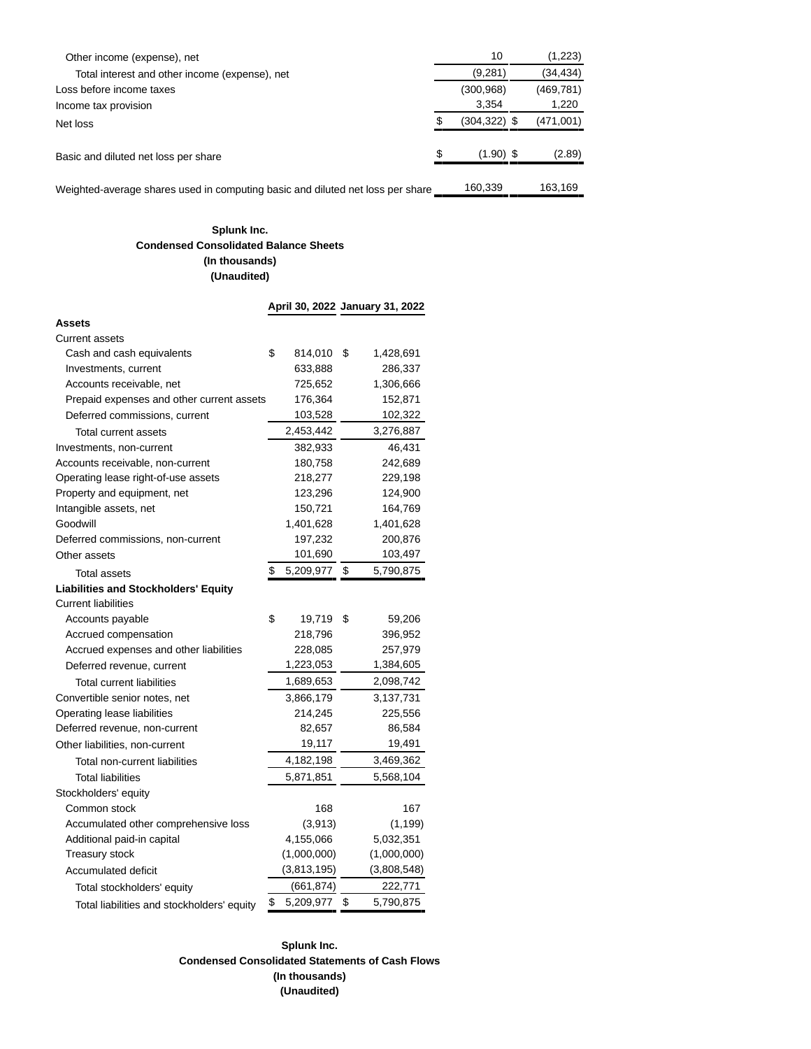| | | |
|---|---|---|
| Other income (expense), net | 10 | (1,223) |
| Total interest and other income (expense), net | (9,281) | (34,434) |
| Loss before income taxes | (300,968) | (469,781) |
| Income tax provision | 3,354 | 1,220 |
| Net loss | $ (304,322) | $ (471,001) |
| Basic and diluted net loss per share | $ (1.90) | $ (2.89) |
| Weighted-average shares used in computing basic and diluted net loss per share | 160,339 | 163,169 |

**Splunk Inc.**
**Condensed Consolidated Balance Sheets**
**(In thousands)**
**(Unaudited)**

| | April 30, 2022 | January 31, 2022 |
|---|---|---|
| **Assets** | | |
| Current assets | | |
| Cash and cash equivalents | $ 814,010 | $ 1,428,691 |
| Investments, current | 633,888 | 286,337 |
| Accounts receivable, net | 725,652 | 1,306,666 |
| Prepaid expenses and other current assets | 176,364 | 152,871 |
| Deferred commissions, current | 103,528 | 102,322 |
| Total current assets | 2,453,442 | 3,276,887 |
| Investments, non-current | 382,933 | 46,431 |
| Accounts receivable, non-current | 180,758 | 242,689 |
| Operating lease right-of-use assets | 218,277 | 229,198 |
| Property and equipment, net | 123,296 | 124,900 |
| Intangible assets, net | 150,721 | 164,769 |
| Goodwill | 1,401,628 | 1,401,628 |
| Deferred commissions, non-current | 197,232 | 200,876 |
| Other assets | 101,690 | 103,497 |
| Total assets | $ 5,209,977 | $ 5,790,875 |
| **Liabilities and Stockholders' Equity** | | |
| Current liabilities | | |
| Accounts payable | $ 19,719 | $ 59,206 |
| Accrued compensation | 218,796 | 396,952 |
| Accrued expenses and other liabilities | 228,085 | 257,979 |
| Deferred revenue, current | 1,223,053 | 1,384,605 |
| Total current liabilities | 1,689,653 | 2,098,742 |
| Convertible senior notes, net | 3,866,179 | 3,137,731 |
| Operating lease liabilities | 214,245 | 225,556 |
| Deferred revenue, non-current | 82,657 | 86,584 |
| Other liabilities, non-current | 19,117 | 19,491 |
| Total non-current liabilities | 4,182,198 | 3,469,362 |
| Total liabilities | 5,871,851 | 5,568,104 |
| Stockholders' equity | | |
| Common stock | 168 | 167 |
| Accumulated other comprehensive loss | (3,913) | (1,199) |
| Additional paid-in capital | 4,155,066 | 5,032,351 |
| Treasury stock | (1,000,000) | (1,000,000) |
| Accumulated deficit | (3,813,195) | (3,808,548) |
| Total stockholders' equity | (661,874) | 222,771 |
| Total liabilities and stockholders' equity | $ 5,209,977 | $ 5,790,875 |

**Splunk Inc.**
**Condensed Consolidated Statements of Cash Flows**
**(In thousands)**
**(Unaudited)**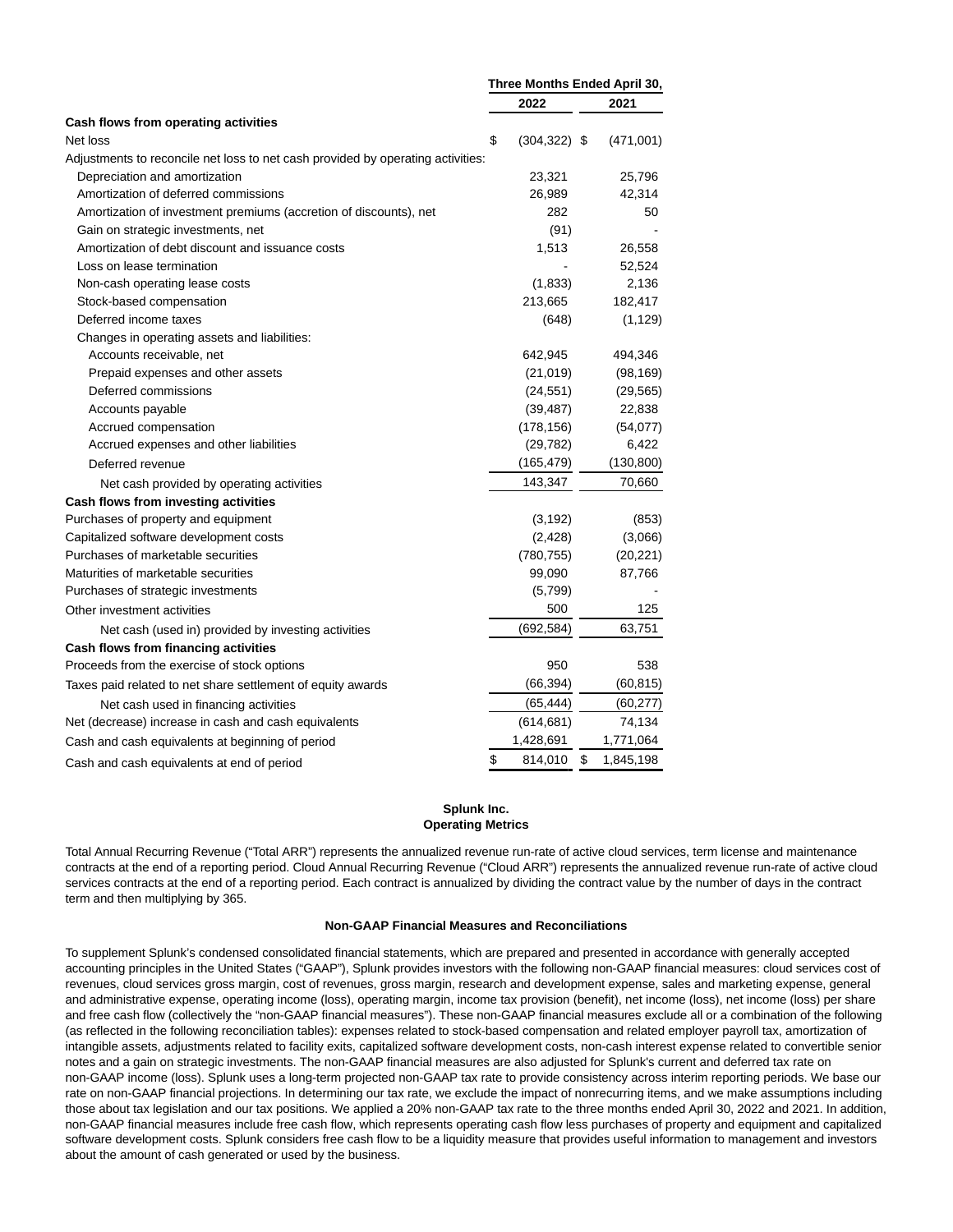| | Three Months Ended April 30, | |
|---|---|---|
| | 2022 | 2021 |
| **Cash flows from operating activities** | | |
| Net loss | $ (304,322) | $ (471,001) |
| Adjustments to reconcile net loss to net cash provided by operating activities: | | |
| Depreciation and amortization | 23,321 | 25,796 |
| Amortization of deferred commissions | 26,989 | 42,314 |
| Amortization of investment premiums (accretion of discounts), net | 282 | 50 |
| Gain on strategic investments, net | (91) | - |
| Amortization of debt discount and issuance costs | 1,513 | 26,558 |
| Loss on lease termination | - | 52,524 |
| Non-cash operating lease costs | (1,833) | 2,136 |
| Stock-based compensation | 213,665 | 182,417 |
| Deferred income taxes | (648) | (1,129) |
| Changes in operating assets and liabilities: | | |
| Accounts receivable, net | 642,945 | 494,346 |
| Prepaid expenses and other assets | (21,019) | (98,169) |
| Deferred commissions | (24,551) | (29,565) |
| Accounts payable | (39,487) | 22,838 |
| Accrued compensation | (178,156) | (54,077) |
| Accrued expenses and other liabilities | (29,782) | 6,422 |
| Deferred revenue | (165,479) | (130,800) |
| Net cash provided by operating activities | 143,347 | 70,660 |
| **Cash flows from investing activities** | | |
| Purchases of property and equipment | (3,192) | (853) |
| Capitalized software development costs | (2,428) | (3,066) |
| Purchases of marketable securities | (780,755) | (20,221) |
| Maturities of marketable securities | 99,090 | 87,766 |
| Purchases of strategic investments | (5,799) | - |
| Other investment activities | 500 | 125 |
| Net cash (used in) provided by investing activities | (692,584) | 63,751 |
| **Cash flows from financing activities** | | |
| Proceeds from the exercise of stock options | 950 | 538 |
| Taxes paid related to net share settlement of equity awards | (66,394) | (60,815) |
| Net cash used in financing activities | (65,444) | (60,277) |
| Net (decrease) increase in cash and cash equivalents | (614,681) | 74,134 |
| Cash and cash equivalents at beginning of period | 1,428,691 | 1,771,064 |
| Cash and cash equivalents at end of period | $ 814,010 | $ 1,845,198 |

**Splunk Inc.**
**Operating Metrics**

Total Annual Recurring Revenue ("Total ARR") represents the annualized revenue run-rate of active cloud services, term license and maintenance contracts at the end of a reporting period. Cloud Annual Recurring Revenue ("Cloud ARR") represents the annualized revenue run-rate of active cloud services contracts at the end of a reporting period. Each contract is annualized by dividing the contract value by the number of days in the contract term and then multiplying by 365.

**Non-GAAP Financial Measures and Reconciliations**

To supplement Splunk's condensed consolidated financial statements, which are prepared and presented in accordance with generally accepted accounting principles in the United States ("GAAP"), Splunk provides investors with the following non-GAAP financial measures: cloud services cost of revenues, cloud services gross margin, cost of revenues, gross margin, research and development expense, sales and marketing expense, general and administrative expense, operating income (loss), operating margin, income tax provision (benefit), net income (loss), net income (loss) per share and free cash flow (collectively the "non-GAAP financial measures"). These non-GAAP financial measures exclude all or a combination of the following (as reflected in the following reconciliation tables): expenses related to stock-based compensation and related employer payroll tax, amortization of intangible assets, adjustments related to facility exits, capitalized software development costs, non-cash interest expense related to convertible senior notes and a gain on strategic investments. The non-GAAP financial measures are also adjusted for Splunk's current and deferred tax rate on non-GAAP income (loss). Splunk uses a long-term projected non-GAAP tax rate to provide consistency across interim reporting periods. We base our rate on non-GAAP financial projections. In determining our tax rate, we exclude the impact of nonrecurring items, and we make assumptions including those about tax legislation and our tax positions. We applied a 20% non-GAAP tax rate to the three months ended April 30, 2022 and 2021. In addition, non-GAAP financial measures include free cash flow, which represents operating cash flow less purchases of property and equipment and capitalized software development costs. Splunk considers free cash flow to be a liquidity measure that provides useful information to management and investors about the amount of cash generated or used by the business.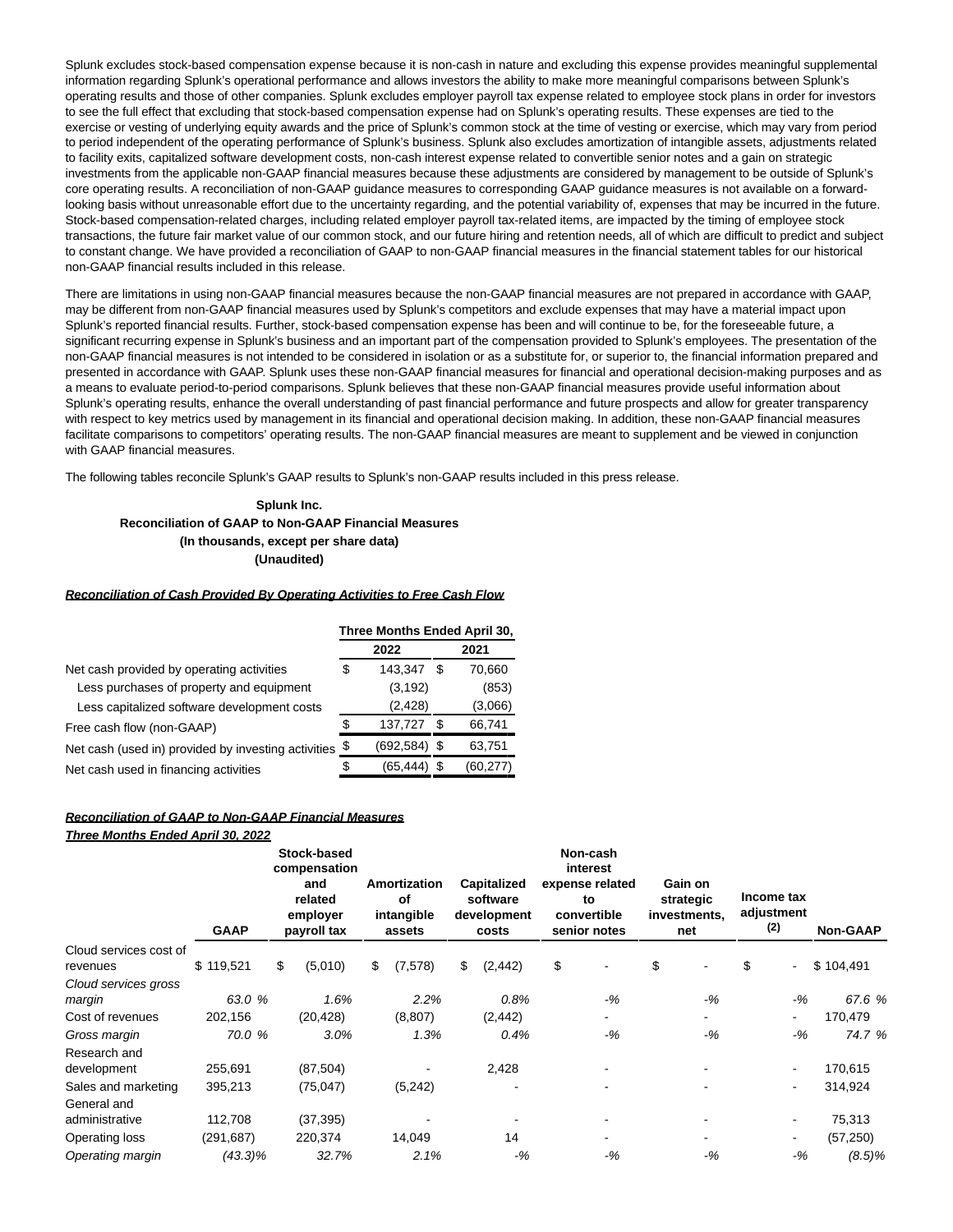Splunk excludes stock-based compensation expense because it is non-cash in nature and excluding this expense provides meaningful supplemental information regarding Splunk's operational performance and allows investors the ability to make more meaningful comparisons between Splunk's operating results and those of other companies. Splunk excludes employer payroll tax expense related to employee stock plans in order for investors to see the full effect that excluding that stock-based compensation expense had on Splunk's operating results. These expenses are tied to the exercise or vesting of underlying equity awards and the price of Splunk's common stock at the time of vesting or exercise, which may vary from period to period independent of the operating performance of Splunk's business. Splunk also excludes amortization of intangible assets, adjustments related to facility exits, capitalized software development costs, non-cash interest expense related to convertible senior notes and a gain on strategic investments from the applicable non-GAAP financial measures because these adjustments are considered by management to be outside of Splunk's core operating results. A reconciliation of non-GAAP guidance measures to corresponding GAAP guidance measures is not available on a forward-looking basis without unreasonable effort due to the uncertainty regarding, and the potential variability of, expenses that may be incurred in the future. Stock-based compensation-related charges, including related employer payroll tax-related items, are impacted by the timing of employee stock transactions, the future fair market value of our common stock, and our future hiring and retention needs, all of which are difficult to predict and subject to constant change. We have provided a reconciliation of GAAP to non-GAAP financial measures in the financial statement tables for our historical non-GAAP financial results included in this release.

There are limitations in using non-GAAP financial measures because the non-GAAP financial measures are not prepared in accordance with GAAP, may be different from non-GAAP financial measures used by Splunk's competitors and exclude expenses that may have a material impact upon Splunk's reported financial results. Further, stock-based compensation expense has been and will continue to be, for the foreseeable future, a significant recurring expense in Splunk's business and an important part of the compensation provided to Splunk's employees. The presentation of the non-GAAP financial measures is not intended to be considered in isolation or as a substitute for, or superior to, the financial information prepared and presented in accordance with GAAP. Splunk uses these non-GAAP financial measures for financial and operational decision-making purposes and as a means to evaluate period-to-period comparisons. Splunk believes that these non-GAAP financial measures provide useful information about Splunk's operating results, enhance the overall understanding of past financial performance and future prospects and allow for greater transparency with respect to key metrics used by management in its financial and operational decision making. In addition, these non-GAAP financial measures facilitate comparisons to competitors' operating results. The non-GAAP financial measures are meant to supplement and be viewed in conjunction with GAAP financial measures.

The following tables reconcile Splunk's GAAP results to Splunk's non-GAAP results included in this press release.

**Splunk Inc.**
**Reconciliation of GAAP to Non-GAAP Financial Measures**
**(In thousands, except per share data)**
**(Unaudited)**

***Reconciliation of Cash Provided By Operating Activities to Free Cash Flow***

| | Three Months Ended April 30, | |
|---|---|---|
| | 2022 | 2021 |
| Net cash provided by operating activities | $ 143,347 | $ 70,660 |
| Less purchases of property and equipment | (3,192) | (853) |
| Less capitalized software development costs | (2,428) | (3,066) |
| Free cash flow (non-GAAP) | $ 137,727 | $ 66,741 |
| Net cash (used in) provided by investing activities | $ (692,584) | $ 63,751 |
| Net cash used in financing activities | $ (65,444) | $ (60,277) |

***Reconciliation of GAAP to Non-GAAP Financial Measures***
***Three Months Ended April 30, 2022***

| | GAAP | Stock-based compensation and related employer payroll tax | Amortization of intangible assets | Capitalized software development costs | Non-cash interest expense related to convertible senior notes | Gain on strategic investments, net | Income tax adjustment (2) | Non-GAAP |
|---|---|---|---|---|---|---|---|---|
| Cloud services cost of revenues | $ 119,521 | $ (5,010) | $ (7,578) | $ (2,442) | $ - | $ - | $ - | $ 104,491 |
| *Cloud services gross margin* | *63.0 %* | *1.6%* | *2.2%* | *0.8%* | *-%* | *-%* | *-%* | *67.6 %* |
| Cost of revenues | 202,156 | (20,428) | (8,807) | (2,442) | - | - | - | 170,479 |
| *Gross margin* | *70.0 %* | *3.0%* | *1.3%* | *0.4%* | *-%* | *-%* | *-%* | *74.7 %* |
| Research and development | 255,691 | (87,504) | - | 2,428 | - | - | - | 170,615 |
| Sales and marketing | 395,213 | (75,047) | (5,242) | - | - | - | - | 314,924 |
| General and administrative | 112,708 | (37,395) | - | - | - | - | - | 75,313 |
| Operating loss | (291,687) | 220,374 | 14,049 | 14 | - | - | - | (57,250) |
| *Operating margin* | *(43.3)%* | *32.7%* | *2.1%* | *-%* | *-%* | *-%* | *-%* | *(8.5)%* |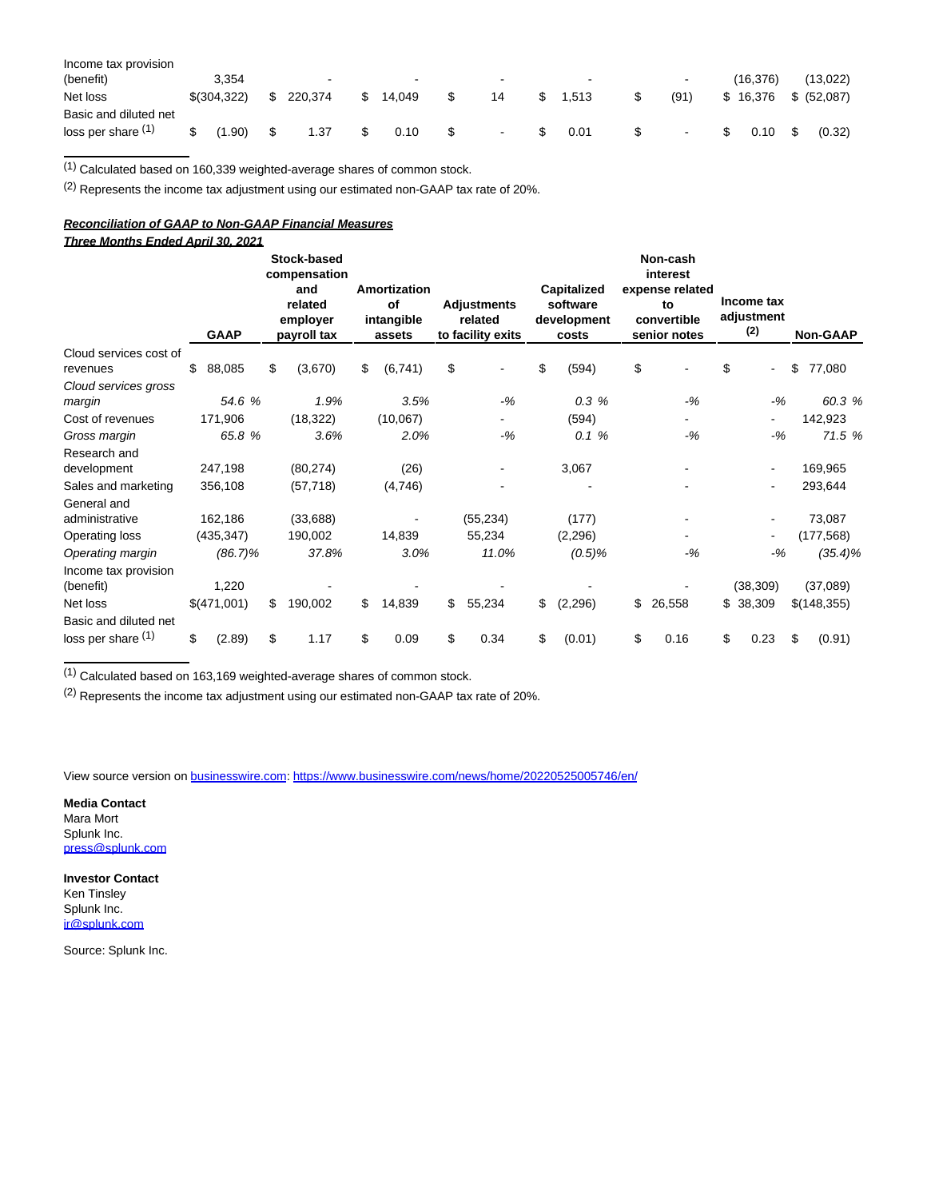| | | | | | | | | |
|---|---|---|---|---|---|---|---|---|
| Income tax provision (benefit) | 3,354 | - | - | - | - | - | (16,376) | (13,022) |
| Net loss | $(304,322) | $ 220,374 | $ 14,049 | $ 14 | $ 1,513 | $ (91) | $ 16,376 | $ (52,087) |
| Basic and diluted net loss per share (1) | $ (1.90) | $ 1.37 | $ 0.10 | $ - | $ 0.01 | $ - | $ 0.10 | $ (0.32) |

(1) Calculated based on 160,339 weighted-average shares of common stock.

(2) Represents the income tax adjustment using our estimated non-GAAP tax rate of 20%.

***Reconciliation of GAAP to Non-GAAP Financial Measures***

***Three Months Ended April 30, 2021***

| | GAAP | Stock-based compensation and related employer payroll tax | Amortization of intangible assets | Adjustments related to facility exits | Capitalized software development costs | Non-cash interest expense related to convertible senior notes | Income tax adjustment (2) | Non-GAAP |
|---|---|---|---|---|---|---|---|---|
| Cloud services cost of revenues | $ 88,085 | $ (3,670) | $ (6,741) | $ - | $ (594) | $ - | $ - | $ 77,080 |
| *Cloud services gross margin* | *54.6 %* | *1.9%* | *3.5%* | *-%* | *0.3 %* | *-%* | *-%* | *60.3 %* |
| Cost of revenues | 171,906 | (18,322) | (10,067) | - | (594) | - | - | 142,923 |
| *Gross margin* | *65.8 %* | *3.6%* | *2.0%* | *-%* | *0.1 %* | *-%* | *-%* | *71.5 %* |
| Research and development | 247,198 | (80,274) | (26) | - | 3,067 | - | - | 169,965 |
| Sales and marketing | 356,108 | (57,718) | (4,746) | - | - | - | - | 293,644 |
| General and administrative | 162,186 | (33,688) | - | (55,234) | (177) | - | - | 73,087 |
| Operating loss | (435,347) | 190,002 | 14,839 | 55,234 | (2,296) | - | - | (177,568) |
| *Operating margin* | *(86.7)%* | *37.8%* | *3.0%* | *11.0%* | *(0.5)%* | *-%* | *-%* | *(35.4)%* |
| Income tax provision (benefit) | 1,220 | - | - | - | - | - | (38,309) | (37,089) |
| Net loss | $(471,001) | $ 190,002 | $ 14,839 | $ 55,234 | $ (2,296) | $ 26,558 | $ 38,309 | $(148,355) |
| Basic and diluted net loss per share (1) | $ (2.89) | $ 1.17 | $ 0.09 | $ 0.34 | $ (0.01) | $ 0.16 | $ 0.23 | $ (0.91) |

(1) Calculated based on 163,169 weighted-average shares of common stock.

(2) Represents the income tax adjustment using our estimated non-GAAP tax rate of 20%.

View source version on businesswire.com: https://www.businesswire.com/news/home/20220525005746/en/

**Media Contact**
Mara Mort
Splunk Inc.
press@splunk.com

**Investor Contact**
Ken Tinsley
Splunk Inc.
ir@splunk.com

Source: Splunk Inc.